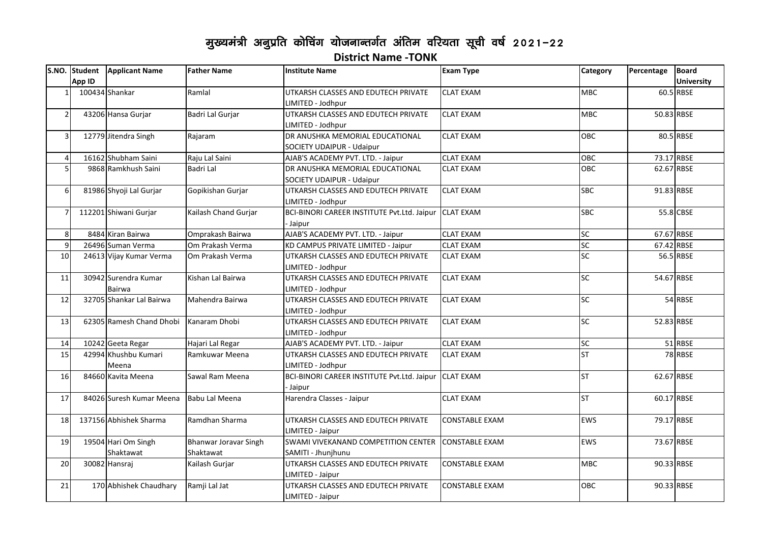# मुख्यमंत्री अनुप्रति कोचिंग योजनान्तर्गत अंतिम वरियता सूची वर्ष 2021-22

## District Name -TONK

| S.NO. | Student App ID | Applicant Name | Father Name | Institute Name | Exam Type | Category | Percentage | Board University |
|---|---|---|---|---|---|---|---|---|
| 1 | 100434 | Shankar | Ramlal | UTKARSH CLASSES AND EDUTECH PRIVATE LIMITED - Jodhpur | CLAT EXAM | MBC | 60.5 | RBSE |
| 2 | 43206 | Hansa Gurjar | Badri Lal Gurjar | UTKARSH CLASSES AND EDUTECH PRIVATE LIMITED - Jodhpur | CLAT EXAM | MBC | 50.83 | RBSE |
| 3 | 12779 | Jitendra Singh | Rajaram | DR ANUSHKA MEMORIAL EDUCATIONAL SOCIETY UDAIPUR - Udaipur | CLAT EXAM | OBC | 80.5 | RBSE |
| 4 | 16162 | Shubham Saini | Raju Lal Saini | AJAB'S ACADEMY PVT. LTD. - Jaipur | CLAT EXAM | OBC | 73.17 | RBSE |
| 5 | 9868 | Ramkhush Saini | Badri Lal | DR ANUSHKA MEMORIAL EDUCATIONAL SOCIETY UDAIPUR - Udaipur | CLAT EXAM | OBC | 62.67 | RBSE |
| 6 | 81986 | Shyoji Lal Gurjar | Gopikishan Gurjar | UTKARSH CLASSES AND EDUTECH PRIVATE LIMITED - Jodhpur | CLAT EXAM | SBC | 91.83 | RBSE |
| 7 | 112201 | Shiwani Gurjar | Kailash Chand Gurjar | BCI-BINORI CAREER INSTITUTE Pvt.Ltd. Jaipur - Jaipur | CLAT EXAM | SBC | 55.8 | CBSE |
| 8 | 8484 | Kiran Bairwa | Omprakash Bairwa | AJAB'S ACADEMY PVT. LTD. - Jaipur | CLAT EXAM | SC | 67.67 | RBSE |
| 9 | 26496 | Suman Verma | Om Prakash Verma | KD CAMPUS PRIVATE LIMITED - Jaipur | CLAT EXAM | SC | 67.42 | RBSE |
| 10 | 24613 | Vijay Kumar Verma | Om Prakash Verma | UTKARSH CLASSES AND EDUTECH PRIVATE LIMITED - Jodhpur | CLAT EXAM | SC | 56.5 | RBSE |
| 11 | 30942 | Surendra Kumar Bairwa | Kishan Lal Bairwa | UTKARSH CLASSES AND EDUTECH PRIVATE LIMITED - Jodhpur | CLAT EXAM | SC | 54.67 | RBSE |
| 12 | 32705 | Shankar Lal Bairwa | Mahendra Bairwa | UTKARSH CLASSES AND EDUTECH PRIVATE LIMITED - Jodhpur | CLAT EXAM | SC | 54 | RBSE |
| 13 | 62305 | Ramesh Chand Dhobi | Kanaram Dhobi | UTKARSH CLASSES AND EDUTECH PRIVATE LIMITED - Jodhpur | CLAT EXAM | SC | 52.83 | RBSE |
| 14 | 10242 | Geeta Regar | Hajari Lal Regar | AJAB'S ACADEMY PVT. LTD. - Jaipur | CLAT EXAM | SC | 51 | RBSE |
| 15 | 42994 | Khushbu Kumari Meena | Ramkuwar Meena | UTKARSH CLASSES AND EDUTECH PRIVATE LIMITED - Jodhpur | CLAT EXAM | ST | 78 | RBSE |
| 16 | 84660 | Kavita Meena | Sawal Ram Meena | BCI-BINORI CAREER INSTITUTE Pvt.Ltd. Jaipur - Jaipur | CLAT EXAM | ST | 62.67 | RBSE |
| 17 | 84026 | Suresh Kumar Meena | Babu Lal Meena | Harendra Classes - Jaipur | CLAT EXAM | ST | 60.17 | RBSE |
| 18 | 137156 | Abhishek Sharma | Ramdhan Sharma | UTKARSH CLASSES AND EDUTECH PRIVATE LIMITED - Jaipur | CONSTABLE EXAM | EWS | 79.17 | RBSE |
| 19 | 19504 | Hari Om Singh Shaktawat | Bhanwar Joravar Singh Shaktawat | SWAMI VIVEKANAND COMPETITION CENTER SAMITI - Jhunjhunu | CONSTABLE EXAM | EWS | 73.67 | RBSE |
| 20 | 30082 | Hansraj | Kailash Gurjar | UTKARSH CLASSES AND EDUTECH PRIVATE LIMITED - Jaipur | CONSTABLE EXAM | MBC | 90.33 | RBSE |
| 21 | 170 | Abhishek Chaudhary | Ramji Lal Jat | UTKARSH CLASSES AND EDUTECH PRIVATE LIMITED - Jaipur | CONSTABLE EXAM | OBC | 90.33 | RBSE |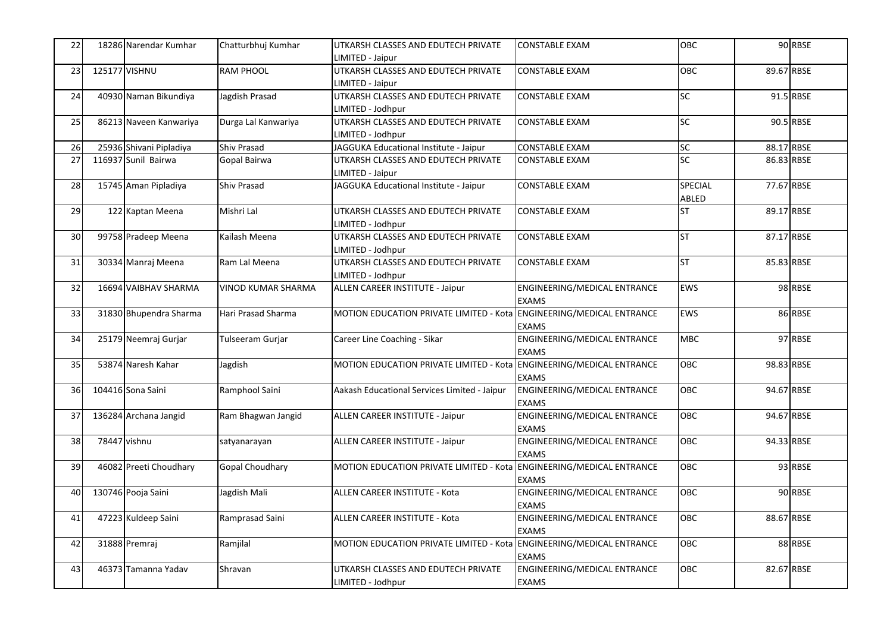| 22 | 18286 | Narendar Kumhar | Chatturbhuj Kumhar | UTKARSH CLASSES AND EDUTECH PRIVATE LIMITED - Jaipur | CONSTABLE EXAM | OBC | 90 | RBSE |
|---|---|---|---|---|---|---|---|---|
| 23 | 125177 | VISHNU | RAM PHOOL | UTKARSH CLASSES AND EDUTECH PRIVATE LIMITED - Jaipur | CONSTABLE EXAM | OBC | 89.67 | RBSE |
| 24 | 40930 | Naman Bikundiya | Jagdish Prasad | UTKARSH CLASSES AND EDUTECH PRIVATE LIMITED - Jodhpur | CONSTABLE EXAM | SC | 91.5 | RBSE |
| 25 | 86213 | Naveen Kanwariya | Durga Lal Kanwariya | UTKARSH CLASSES AND EDUTECH PRIVATE LIMITED - Jodhpur | CONSTABLE EXAM | SC | 90.5 | RBSE |
| 26 | 25936 | Shivani Pipladiya | Shiv Prasad | JAGGUKA Educational Institute - Jaipur | CONSTABLE EXAM | SC | 88.17 | RBSE |
| 27 | 116937 | Sunil Bairwa | Gopal Bairwa | UTKARSH CLASSES AND EDUTECH PRIVATE LIMITED - Jaipur | CONSTABLE EXAM | SC | 86.83 | RBSE |
| 28 | 15745 | Aman Pipladiya | Shiv Prasad | JAGGUKA Educational Institute - Jaipur | CONSTABLE EXAM | SPECIAL ABLED | 77.67 | RBSE |
| 29 | 122 | Kaptan Meena | Mishri Lal | UTKARSH CLASSES AND EDUTECH PRIVATE LIMITED - Jodhpur | CONSTABLE EXAM | ST | 89.17 | RBSE |
| 30 | 99758 | Pradeep Meena | Kailash Meena | UTKARSH CLASSES AND EDUTECH PRIVATE LIMITED - Jodhpur | CONSTABLE EXAM | ST | 87.17 | RBSE |
| 31 | 30334 | Manraj Meena | Ram Lal Meena | UTKARSH CLASSES AND EDUTECH PRIVATE LIMITED - Jodhpur | CONSTABLE EXAM | ST | 85.83 | RBSE |
| 32 | 16694 | VAIBHAV SHARMA | VINOD KUMAR SHARMA | ALLEN CAREER INSTITUTE - Jaipur | ENGINEERING/MEDICAL ENTRANCE EXAMS | EWS | 98 | RBSE |
| 33 | 31830 | Bhupendra Sharma | Hari Prasad Sharma | MOTION EDUCATION PRIVATE LIMITED - Kota | ENGINEERING/MEDICAL ENTRANCE EXAMS | EWS | 86 | RBSE |
| 34 | 25179 | Neemraj Gurjar | Tulseeram Gurjar | Career Line Coaching - Sikar | ENGINEERING/MEDICAL ENTRANCE EXAMS | MBC | 97 | RBSE |
| 35 | 53874 | Naresh Kahar | Jagdish | MOTION EDUCATION PRIVATE LIMITED - Kota | ENGINEERING/MEDICAL ENTRANCE EXAMS | OBC | 98.83 | RBSE |
| 36 | 104416 | Sona Saini | Ramphool Saini | Aakash Educational Services Limited - Jaipur | ENGINEERING/MEDICAL ENTRANCE EXAMS | OBC | 94.67 | RBSE |
| 37 | 136284 | Archana Jangid | Ram Bhagwan Jangid | ALLEN CAREER INSTITUTE - Jaipur | ENGINEERING/MEDICAL ENTRANCE EXAMS | OBC | 94.67 | RBSE |
| 38 | 78447 | vishnu | satyanarayan | ALLEN CAREER INSTITUTE - Jaipur | ENGINEERING/MEDICAL ENTRANCE EXAMS | OBC | 94.33 | RBSE |
| 39 | 46082 | Preeti Choudhary | Gopal Choudhary | MOTION EDUCATION PRIVATE LIMITED - Kota | ENGINEERING/MEDICAL ENTRANCE EXAMS | OBC | 93 | RBSE |
| 40 | 130746 | Pooja Saini | Jagdish Mali | ALLEN CAREER INSTITUTE - Kota | ENGINEERING/MEDICAL ENTRANCE EXAMS | OBC | 90 | RBSE |
| 41 | 47223 | Kuldeep Saini | Ramprasad Saini | ALLEN CAREER INSTITUTE - Kota | ENGINEERING/MEDICAL ENTRANCE EXAMS | OBC | 88.67 | RBSE |
| 42 | 31888 | Premraj | Ramjilal | MOTION EDUCATION PRIVATE LIMITED - Kota | ENGINEERING/MEDICAL ENTRANCE EXAMS | OBC | 88 | RBSE |
| 43 | 46373 | Tamanna Yadav | Shravan | UTKARSH CLASSES AND EDUTECH PRIVATE LIMITED - Jodhpur | ENGINEERING/MEDICAL ENTRANCE EXAMS | OBC | 82.67 | RBSE |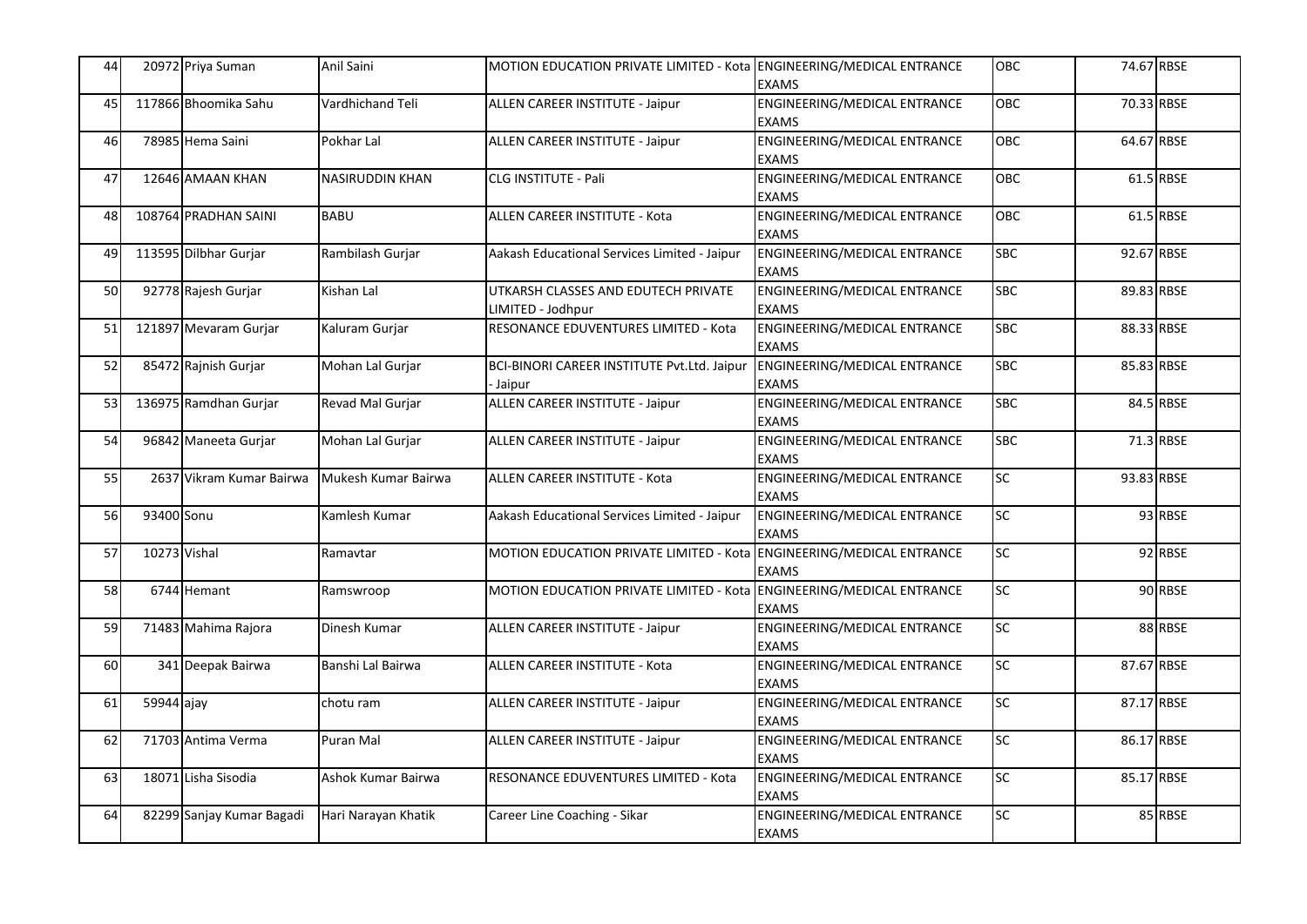| 44 | 20972 | Priya Suman | Anil Saini | MOTION EDUCATION PRIVATE LIMITED - Kota | ENGINEERING/MEDICAL ENTRANCE EXAMS | OBC | 74.67 | RBSE |
|---|---|---|---|---|---|---|---|---|
| 45 | 117866 | Bhoomika Sahu | Vardhichand Teli | ALLEN CAREER INSTITUTE - Jaipur | ENGINEERING/MEDICAL ENTRANCE EXAMS | OBC | 70.33 | RBSE |
| 46 | 78985 | Hema Saini | Pokhar Lal | ALLEN CAREER INSTITUTE - Jaipur | ENGINEERING/MEDICAL ENTRANCE EXAMS | OBC | 64.67 | RBSE |
| 47 | 12646 | AMAAN KHAN | NASIRUDDIN KHAN | CLG INSTITUTE - Pali | ENGINEERING/MEDICAL ENTRANCE EXAMS | OBC | 61.5 | RBSE |
| 48 | 108764 | PRADHAN SAINI | BABU | ALLEN CAREER INSTITUTE - Kota | ENGINEERING/MEDICAL ENTRANCE EXAMS | OBC | 61.5 | RBSE |
| 49 | 113595 | Dilbhar Gurjar | Rambilash Gurjar | Aakash Educational Services Limited - Jaipur | ENGINEERING/MEDICAL ENTRANCE EXAMS | SBC | 92.67 | RBSE |
| 50 | 92778 | Rajesh Gurjar | Kishan Lal | UTKARSH CLASSES AND EDUTECH PRIVATE LIMITED - Jodhpur | ENGINEERING/MEDICAL ENTRANCE EXAMS | SBC | 89.83 | RBSE |
| 51 | 121897 | Mevaram Gurjar | Kaluram Gurjar | RESONANCE EDUVENTURES LIMITED - Kota | ENGINEERING/MEDICAL ENTRANCE EXAMS | SBC | 88.33 | RBSE |
| 52 | 85472 | Rajnish Gurjar | Mohan Lal Gurjar | BCI-BINORI CAREER INSTITUTE Pvt.Ltd. Jaipur - Jaipur | ENGINEERING/MEDICAL ENTRANCE EXAMS | SBC | 85.83 | RBSE |
| 53 | 136975 | Ramdhan Gurjar | Revad Mal Gurjar | ALLEN CAREER INSTITUTE - Jaipur | ENGINEERING/MEDICAL ENTRANCE EXAMS | SBC | 84.5 | RBSE |
| 54 | 96842 | Maneeta Gurjar | Mohan Lal Gurjar | ALLEN CAREER INSTITUTE - Jaipur | ENGINEERING/MEDICAL ENTRANCE EXAMS | SBC | 71.3 | RBSE |
| 55 | 2637 | Vikram Kumar Bairwa | Mukesh Kumar Bairwa | ALLEN CAREER INSTITUTE - Kota | ENGINEERING/MEDICAL ENTRANCE EXAMS | SC | 93.83 | RBSE |
| 56 | 93400 | Sonu | Kamlesh Kumar | Aakash Educational Services Limited - Jaipur | ENGINEERING/MEDICAL ENTRANCE EXAMS | SC | 93 | RBSE |
| 57 | 10273 | Vishal | Ramavtar | MOTION EDUCATION PRIVATE LIMITED - Kota | ENGINEERING/MEDICAL ENTRANCE EXAMS | SC | 92 | RBSE |
| 58 | 6744 | Hemant | Ramswroop | MOTION EDUCATION PRIVATE LIMITED - Kota | ENGINEERING/MEDICAL ENTRANCE EXAMS | SC | 90 | RBSE |
| 59 | 71483 | Mahima Rajora | Dinesh Kumar | ALLEN CAREER INSTITUTE - Jaipur | ENGINEERING/MEDICAL ENTRANCE EXAMS | SC | 88 | RBSE |
| 60 | 341 | Deepak Bairwa | Banshi Lal Bairwa | ALLEN CAREER INSTITUTE - Kota | ENGINEERING/MEDICAL ENTRANCE EXAMS | SC | 87.67 | RBSE |
| 61 | 59944 | ajay | chotu ram | ALLEN CAREER INSTITUTE - Jaipur | ENGINEERING/MEDICAL ENTRANCE EXAMS | SC | 87.17 | RBSE |
| 62 | 71703 | Antima Verma | Puran Mal | ALLEN CAREER INSTITUTE - Jaipur | ENGINEERING/MEDICAL ENTRANCE EXAMS | SC | 86.17 | RBSE |
| 63 | 18071 | Lisha Sisodia | Ashok Kumar Bairwa | RESONANCE EDUVENTURES LIMITED - Kota | ENGINEERING/MEDICAL ENTRANCE EXAMS | SC | 85.17 | RBSE |
| 64 | 82299 | Sanjay Kumar Bagadi | Hari Narayan Khatik | Career Line Coaching - Sikar | ENGINEERING/MEDICAL ENTRANCE EXAMS | SC | 85 | RBSE |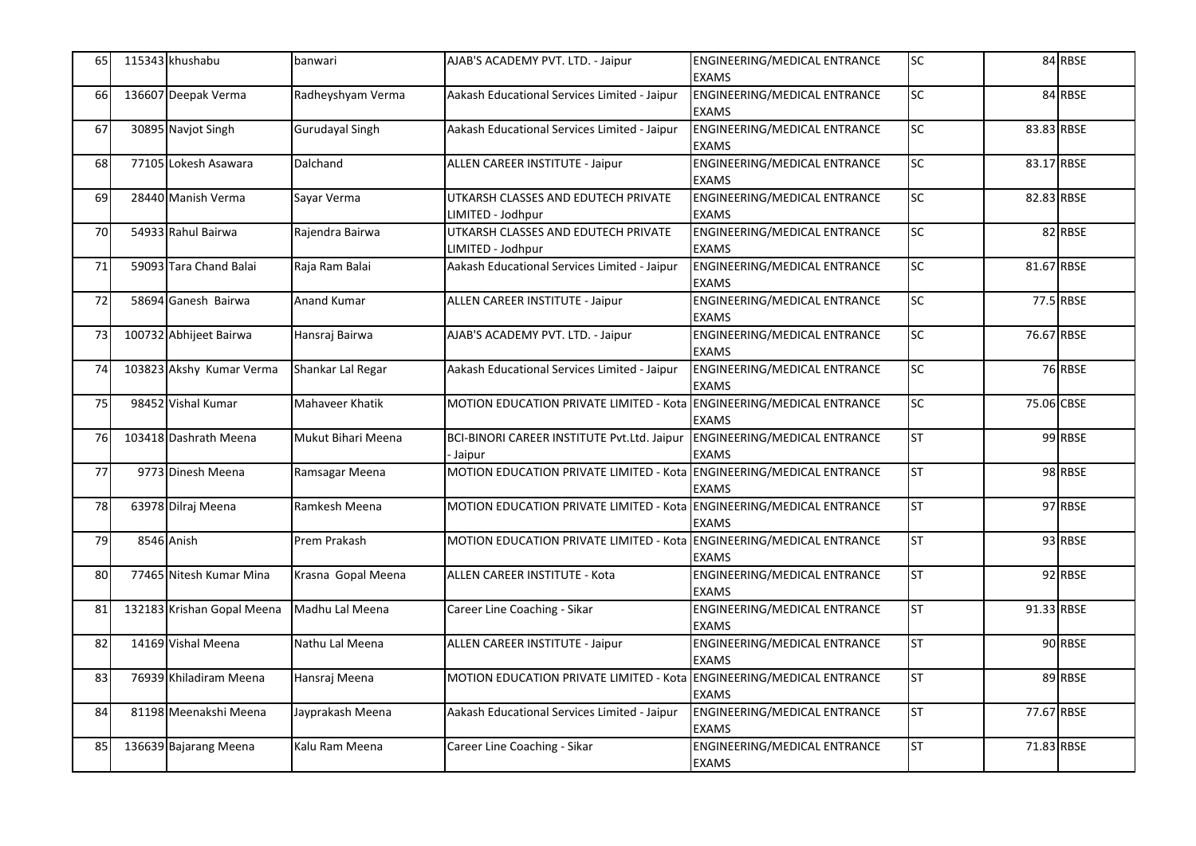| 65 | 115343 | khushabu | banwari | AJAB'S ACADEMY PVT. LTD. - Jaipur | ENGINEERING/MEDICAL ENTRANCE EXAMS | SC | 84 | RBSE |
|---|---|---|---|---|---|---|---|---|
| 66 | 136607 | Deepak Verma | Radheyshyam Verma | Aakash Educational Services Limited - Jaipur | ENGINEERING/MEDICAL ENTRANCE EXAMS | SC | 84 | RBSE |
| 67 | 30895 | Navjot Singh | Gurudayal Singh | Aakash Educational Services Limited - Jaipur | ENGINEERING/MEDICAL ENTRANCE EXAMS | SC | 83.83 | RBSE |
| 68 | 77105 | Lokesh Asawara | Dalchand | ALLEN CAREER INSTITUTE - Jaipur | ENGINEERING/MEDICAL ENTRANCE EXAMS | SC | 83.17 | RBSE |
| 69 | 28440 | Manish Verma | Sayar Verma | UTKARSH CLASSES AND EDUTECH PRIVATE LIMITED - Jodhpur | ENGINEERING/MEDICAL ENTRANCE EXAMS | SC | 82.83 | RBSE |
| 70 | 54933 | Rahul Bairwa | Rajendra Bairwa | UTKARSH CLASSES AND EDUTECH PRIVATE LIMITED - Jodhpur | ENGINEERING/MEDICAL ENTRANCE EXAMS | SC | 82 | RBSE |
| 71 | 59093 | Tara Chand Balai | Raja Ram Balai | Aakash Educational Services Limited - Jaipur | ENGINEERING/MEDICAL ENTRANCE EXAMS | SC | 81.67 | RBSE |
| 72 | 58694 | Ganesh Bairwa | Anand Kumar | ALLEN CAREER INSTITUTE - Jaipur | ENGINEERING/MEDICAL ENTRANCE EXAMS | SC | 77.5 | RBSE |
| 73 | 100732 | Abhijeet Bairwa | Hansraj Bairwa | AJAB'S ACADEMY PVT. LTD. - Jaipur | ENGINEERING/MEDICAL ENTRANCE EXAMS | SC | 76.67 | RBSE |
| 74 | 103823 | Akshy Kumar Verma | Shankar Lal Regar | Aakash Educational Services Limited - Jaipur | ENGINEERING/MEDICAL ENTRANCE EXAMS | SC | 76 | RBSE |
| 75 | 98452 | Vishal Kumar | Mahaveer Khatik | MOTION EDUCATION PRIVATE LIMITED - Kota | ENGINEERING/MEDICAL ENTRANCE EXAMS | SC | 75.06 | CBSE |
| 76 | 103418 | Dashrath Meena | Mukut Bihari Meena | BCI-BINORI CAREER INSTITUTE Pvt.Ltd. Jaipur - Jaipur | ENGINEERING/MEDICAL ENTRANCE EXAMS | ST | 99 | RBSE |
| 77 | 9773 | Dinesh Meena | Ramsagar Meena | MOTION EDUCATION PRIVATE LIMITED - Kota | ENGINEERING/MEDICAL ENTRANCE EXAMS | ST | 98 | RBSE |
| 78 | 63978 | Dilraj Meena | Ramkesh Meena | MOTION EDUCATION PRIVATE LIMITED - Kota | ENGINEERING/MEDICAL ENTRANCE EXAMS | ST | 97 | RBSE |
| 79 | 8546 | Anish | Prem Prakash | MOTION EDUCATION PRIVATE LIMITED - Kota | ENGINEERING/MEDICAL ENTRANCE EXAMS | ST | 93 | RBSE |
| 80 | 77465 | Nitesh Kumar Mina | Krasna Gopal Meena | ALLEN CAREER INSTITUTE - Kota | ENGINEERING/MEDICAL ENTRANCE EXAMS | ST | 92 | RBSE |
| 81 | 132183 | Krishan Gopal Meena | Madhu Lal Meena | Career Line Coaching - Sikar | ENGINEERING/MEDICAL ENTRANCE EXAMS | ST | 91.33 | RBSE |
| 82 | 14169 | Vishal Meena | Nathu Lal Meena | ALLEN CAREER INSTITUTE - Jaipur | ENGINEERING/MEDICAL ENTRANCE EXAMS | ST | 90 | RBSE |
| 83 | 76939 | Khiladiram Meena | Hansraj Meena | MOTION EDUCATION PRIVATE LIMITED - Kota | ENGINEERING/MEDICAL ENTRANCE EXAMS | ST | 89 | RBSE |
| 84 | 81198 | Meenakshi Meena | Jayprakash Meena | Aakash Educational Services Limited - Jaipur | ENGINEERING/MEDICAL ENTRANCE EXAMS | ST | 77.67 | RBSE |
| 85 | 136639 | Bajarang Meena | Kalu Ram Meena | Career Line Coaching - Sikar | ENGINEERING/MEDICAL ENTRANCE EXAMS | ST | 71.83 | RBSE |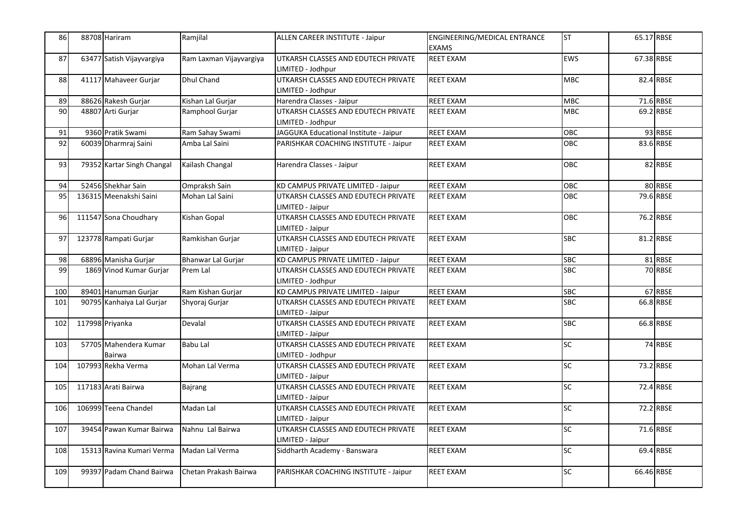| 86 | 88708 | Hariram | Ramjilal | ALLEN CAREER INSTITUTE - Jaipur | ENGINEERING/MEDICAL ENTRANCE EXAMS | ST | 65.17 | RBSE |
|---|---|---|---|---|---|---|---|---|
| 87 | 63477 | Satish Vijayvargiya | Ram Laxman Vijayvargiya | UTKARSH CLASSES AND EDUTECH PRIVATE LIMITED - Jodhpur | REET EXAM | EWS | 67.38 | RBSE |
| 88 | 41117 | Mahaveer Gurjar | Dhul Chand | UTKARSH CLASSES AND EDUTECH PRIVATE LIMITED - Jodhpur | REET EXAM | MBC | 82.4 | RBSE |
| 89 | 88626 | Rakesh Gurjar | Kishan Lal Gurjar | Harendra Classes - Jaipur | REET EXAM | MBC | 71.6 | RBSE |
| 90 | 48807 | Arti Gurjar | Ramphool Gurjar | UTKARSH CLASSES AND EDUTECH PRIVATE LIMITED - Jodhpur | REET EXAM | MBC | 69.2 | RBSE |
| 91 | 9360 | Pratik Swami | Ram Sahay Swami | JAGGUKA Educational Institute - Jaipur | REET EXAM | OBC | 93 | RBSE |
| 92 | 60039 | Dharmraj Saini | Amba Lal Saini | PARISHKAR COACHING INSTITUTE - Jaipur | REET EXAM | OBC | 83.6 | RBSE |
| 93 | 79352 | Kartar Singh Changal | Kailash Changal | Harendra Classes - Jaipur | REET EXAM | OBC | 82 | RBSE |
| 94 | 52456 | Shekhar Sain | Ompraksh Sain | KD CAMPUS PRIVATE LIMITED - Jaipur | REET EXAM | OBC | 80 | RBSE |
| 95 | 136315 | Meenakshi Saini | Mohan Lal Saini | UTKARSH CLASSES AND EDUTECH PRIVATE LIMITED - Jaipur | REET EXAM | OBC | 79.6 | RBSE |
| 96 | 111547 | Sona Choudhary | Kishan Gopal | UTKARSH CLASSES AND EDUTECH PRIVATE LIMITED - Jaipur | REET EXAM | OBC | 76.2 | RBSE |
| 97 | 123778 | Rampati Gurjar | Ramkishan Gurjar | UTKARSH CLASSES AND EDUTECH PRIVATE LIMITED - Jaipur | REET EXAM | SBC | 81.2 | RBSE |
| 98 | 68896 | Manisha Gurjar | Bhanwar Lal Gurjar | KD CAMPUS PRIVATE LIMITED - Jaipur | REET EXAM | SBC | 81 | RBSE |
| 99 | 1869 | Vinod Kumar Gurjar | Prem Lal | UTKARSH CLASSES AND EDUTECH PRIVATE LIMITED - Jodhpur | REET EXAM | SBC | 70 | RBSE |
| 100 | 89401 | Hanuman Gurjar | Ram Kishan Gurjar | KD CAMPUS PRIVATE LIMITED - Jaipur | REET EXAM | SBC | 67 | RBSE |
| 101 | 90795 | Kanhaiya Lal Gurjar | Shyoraj Gurjar | UTKARSH CLASSES AND EDUTECH PRIVATE LIMITED - Jaipur | REET EXAM | SBC | 66.8 | RBSE |
| 102 | 117998 | Priyanka | Devalal | UTKARSH CLASSES AND EDUTECH PRIVATE LIMITED - Jaipur | REET EXAM | SBC | 66.8 | RBSE |
| 103 | 57705 | Mahendera Kumar Bairwa | Babu Lal | UTKARSH CLASSES AND EDUTECH PRIVATE LIMITED - Jodhpur | REET EXAM | SC | 74 | RBSE |
| 104 | 107993 | Rekha Verma | Mohan Lal Verma | UTKARSH CLASSES AND EDUTECH PRIVATE LIMITED - Jaipur | REET EXAM | SC | 73.2 | RBSE |
| 105 | 117183 | Arati Bairwa | Bajrang | UTKARSH CLASSES AND EDUTECH PRIVATE LIMITED - Jaipur | REET EXAM | SC | 72.4 | RBSE |
| 106 | 106999 | Teena Chandel | Madan Lal | UTKARSH CLASSES AND EDUTECH PRIVATE LIMITED - Jaipur | REET EXAM | SC | 72.2 | RBSE |
| 107 | 39454 | Pawan Kumar Bairwa | Nahnu Lal Bairwa | UTKARSH CLASSES AND EDUTECH PRIVATE LIMITED - Jaipur | REET EXAM | SC | 71.6 | RBSE |
| 108 | 15313 | Ravina Kumari Verma | Madan Lal Verma | Siddharth Academy - Banswara | REET EXAM | SC | 69.4 | RBSE |
| 109 | 99397 | Padam Chand Bairwa | Chetan Prakash Bairwa | PARISHKAR COACHING INSTITUTE - Jaipur | REET EXAM | SC | 66.46 | RBSE |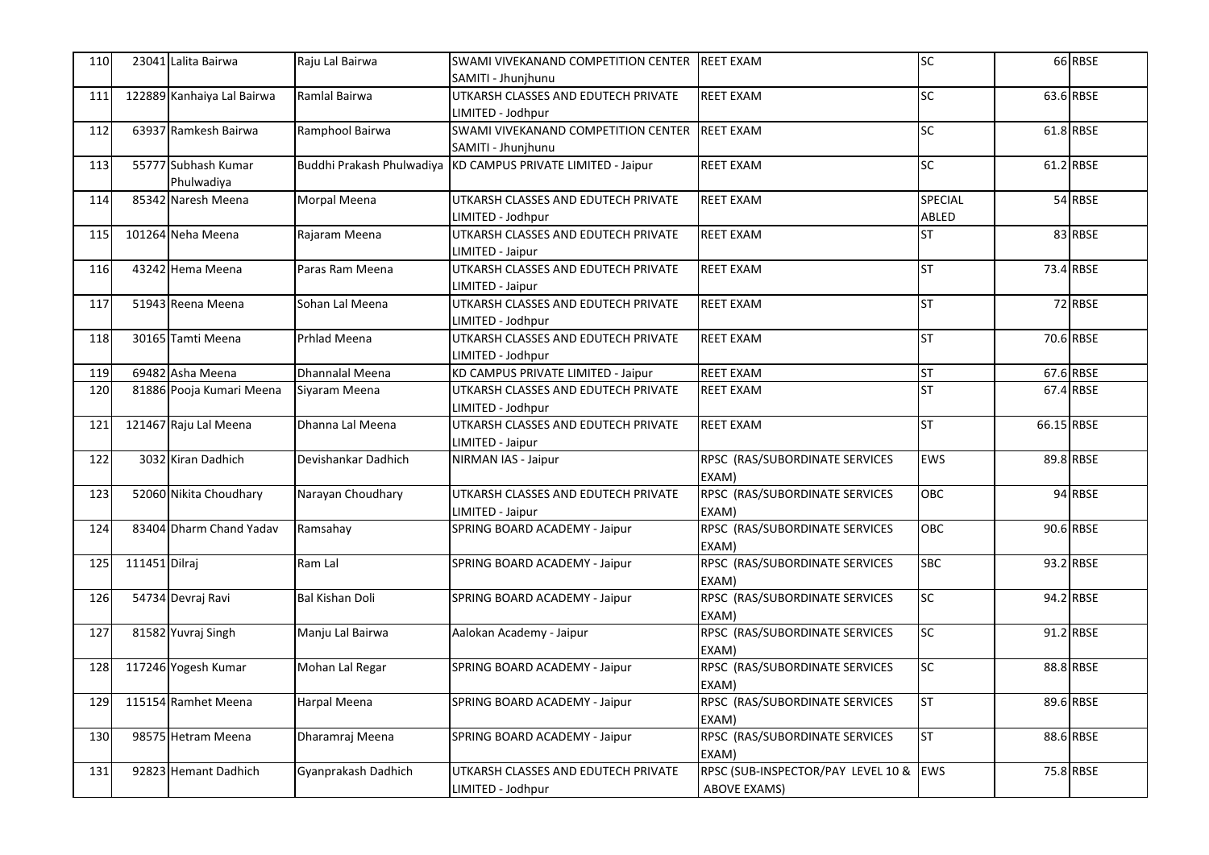| 110 | 23041 | Lalita Bairwa | Raju Lal Bairwa | SWAMI VIVEKANAND COMPETITION CENTER SAMITI - Jhunjhunu | REET EXAM | SC | 66 | RBSE |
|---|---|---|---|---|---|---|---|---|
| 111 | 122889 | Kanhaiya Lal Bairwa | Ramlal Bairwa | UTKARSH CLASSES AND EDUTECH PRIVATE LIMITED - Jodhpur | REET EXAM | SC | 63.6 | RBSE |
| 112 | 63937 | Ramkesh Bairwa | Ramphool Bairwa | SWAMI VIVEKANAND COMPETITION CENTER SAMITI - Jhunjhunu | REET EXAM | SC | 61.8 | RBSE |
| 113 | 55777 | Subhash Kumar Phulwadiya | Buddhi Prakash Phulwadiya | KD CAMPUS PRIVATE LIMITED - Jaipur | REET EXAM | SC | 61.2 | RBSE |
| 114 | 85342 | Naresh Meena | Morpal Meena | UTKARSH CLASSES AND EDUTECH PRIVATE LIMITED - Jodhpur | REET EXAM | SPECIAL ABLED | 54 | RBSE |
| 115 | 101264 | Neha Meena | Rajaram Meena | UTKARSH CLASSES AND EDUTECH PRIVATE LIMITED - Jaipur | REET EXAM | ST | 83 | RBSE |
| 116 | 43242 | Hema Meena | Paras Ram Meena | UTKARSH CLASSES AND EDUTECH PRIVATE LIMITED - Jaipur | REET EXAM | ST | 73.4 | RBSE |
| 117 | 51943 | Reena Meena | Sohan Lal Meena | UTKARSH CLASSES AND EDUTECH PRIVATE LIMITED - Jodhpur | REET EXAM | ST | 72 | RBSE |
| 118 | 30165 | Tamti Meena | Prhlad Meena | UTKARSH CLASSES AND EDUTECH PRIVATE LIMITED - Jodhpur | REET EXAM | ST | 70.6 | RBSE |
| 119 | 69482 | Asha Meena | Dhannalal Meena | KD CAMPUS PRIVATE LIMITED - Jaipur | REET EXAM | ST | 67.6 | RBSE |
| 120 | 81886 | Pooja Kumari Meena | Siyaram Meena | UTKARSH CLASSES AND EDUTECH PRIVATE LIMITED - Jodhpur | REET EXAM | ST | 67.4 | RBSE |
| 121 | 121467 | Raju Lal Meena | Dhanna Lal Meena | UTKARSH CLASSES AND EDUTECH PRIVATE LIMITED - Jaipur | REET EXAM | ST | 66.15 | RBSE |
| 122 | 3032 | Kiran Dadhich | Devishankar Dadhich | NIRMAN IAS - Jaipur | RPSC (RAS/SUBORDINATE SERVICES EXAM) | EWS | 89.8 | RBSE |
| 123 | 52060 | Nikita Choudhary | Narayan Choudhary | UTKARSH CLASSES AND EDUTECH PRIVATE LIMITED - Jaipur | RPSC (RAS/SUBORDINATE SERVICES EXAM) | OBC | 94 | RBSE |
| 124 | 83404 | Dharm Chand Yadav | Ramsahay | SPRING BOARD ACADEMY - Jaipur | RPSC (RAS/SUBORDINATE SERVICES EXAM) | OBC | 90.6 | RBSE |
| 125 | 111451 | Dilraj | Ram Lal | SPRING BOARD ACADEMY - Jaipur | RPSC (RAS/SUBORDINATE SERVICES EXAM) | SBC | 93.2 | RBSE |
| 126 | 54734 | Devraj Ravi | Bal Kishan Doli | SPRING BOARD ACADEMY - Jaipur | RPSC (RAS/SUBORDINATE SERVICES EXAM) | SC | 94.2 | RBSE |
| 127 | 81582 | Yuvraj Singh | Manju Lal Bairwa | Aalokan Academy - Jaipur | RPSC (RAS/SUBORDINATE SERVICES EXAM) | SC | 91.2 | RBSE |
| 128 | 117246 | Yogesh Kumar | Mohan Lal Regar | SPRING BOARD ACADEMY - Jaipur | RPSC (RAS/SUBORDINATE SERVICES EXAM) | SC | 88.8 | RBSE |
| 129 | 115154 | Ramhet Meena | Harpal Meena | SPRING BOARD ACADEMY - Jaipur | RPSC (RAS/SUBORDINATE SERVICES EXAM) | ST | 89.6 | RBSE |
| 130 | 98575 | Hetram Meena | Dharamraj Meena | SPRING BOARD ACADEMY - Jaipur | RPSC (RAS/SUBORDINATE SERVICES EXAM) | ST | 88.6 | RBSE |
| 131 | 92823 | Hemant Dadhich | Gyanprakash Dadhich | UTKARSH CLASSES AND EDUTECH PRIVATE LIMITED - Jodhpur | RPSC (SUB-INSPECTOR/PAY LEVEL 10 & ABOVE EXAMS) | EWS | 75.8 | RBSE |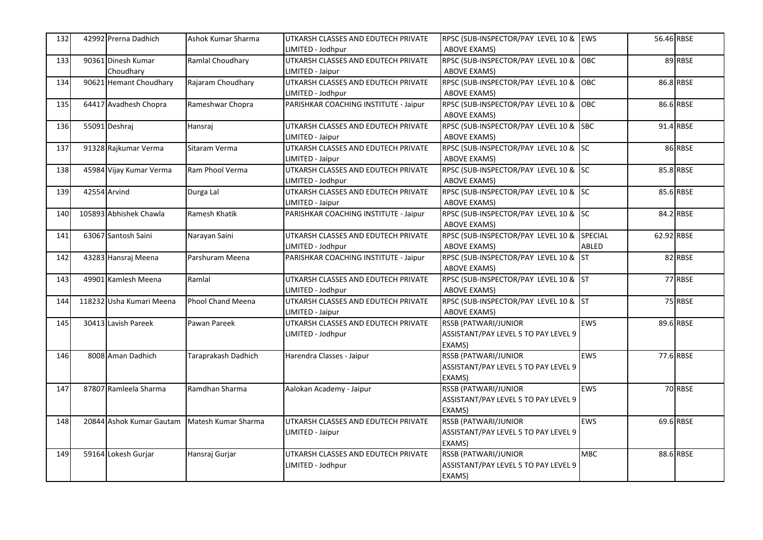| 132 | 42992 | Prerna Dadhich | Ashok Kumar Sharma | UTKARSH CLASSES AND EDUTECH PRIVATE LIMITED - Jodhpur | RPSC (SUB-INSPECTOR/PAY LEVEL 10 & ABOVE EXAMS) | EWS | 56.46 | RBSE |
|---|---|---|---|---|---|---|---|---|
| 133 | 90361 | Dinesh Kumar Choudhary | Ramlal Choudhary | UTKARSH CLASSES AND EDUTECH PRIVATE LIMITED - Jaipur | RPSC (SUB-INSPECTOR/PAY LEVEL 10 & ABOVE EXAMS) | OBC | 89 | RBSE |
| 134 | 90621 | Hemant Choudhary | Rajaram Choudhary | UTKARSH CLASSES AND EDUTECH PRIVATE LIMITED - Jodhpur | RPSC (SUB-INSPECTOR/PAY LEVEL 10 & ABOVE EXAMS) | OBC | 86.8 | RBSE |
| 135 | 64417 | Avadhesh Chopra | Rameshwar Chopra | PARISHKAR COACHING INSTITUTE - Jaipur | RPSC (SUB-INSPECTOR/PAY LEVEL 10 & ABOVE EXAMS) | OBC | 86.6 | RBSE |
| 136 | 55091 | Deshraj | Hansraj | UTKARSH CLASSES AND EDUTECH PRIVATE LIMITED - Jaipur | RPSC (SUB-INSPECTOR/PAY LEVEL 10 & ABOVE EXAMS) | SBC | 91.4 | RBSE |
| 137 | 91328 | Rajkumar Verma | Sitaram Verma | UTKARSH CLASSES AND EDUTECH PRIVATE LIMITED - Jaipur | RPSC (SUB-INSPECTOR/PAY LEVEL 10 & ABOVE EXAMS) | SC | 86 | RBSE |
| 138 | 45984 | Vijay Kumar Verma | Ram Phool Verma | UTKARSH CLASSES AND EDUTECH PRIVATE LIMITED - Jodhpur | RPSC (SUB-INSPECTOR/PAY LEVEL 10 & ABOVE EXAMS) | SC | 85.8 | RBSE |
| 139 | 42554 | Arvind | Durga Lal | UTKARSH CLASSES AND EDUTECH PRIVATE LIMITED - Jaipur | RPSC (SUB-INSPECTOR/PAY LEVEL 10 & ABOVE EXAMS) | SC | 85.6 | RBSE |
| 140 | 105893 | Abhishek Chawla | Ramesh Khatik | PARISHKAR COACHING INSTITUTE - Jaipur | RPSC (SUB-INSPECTOR/PAY LEVEL 10 & ABOVE EXAMS) | SC | 84.2 | RBSE |
| 141 | 63067 | Santosh Saini | Narayan Saini | UTKARSH CLASSES AND EDUTECH PRIVATE LIMITED - Jodhpur | RPSC (SUB-INSPECTOR/PAY LEVEL 10 & ABOVE EXAMS) | SPECIAL ABLED | 62.92 | RBSE |
| 142 | 43283 | Hansraj Meena | Parshuram Meena | PARISHKAR COACHING INSTITUTE - Jaipur | RPSC (SUB-INSPECTOR/PAY LEVEL 10 & ABOVE EXAMS) | ST | 82 | RBSE |
| 143 | 49901 | Kamlesh Meena | Ramlal | UTKARSH CLASSES AND EDUTECH PRIVATE LIMITED - Jodhpur | RPSC (SUB-INSPECTOR/PAY LEVEL 10 & ABOVE EXAMS) | ST | 77 | RBSE |
| 144 | 118232 | Usha Kumari Meena | Phool Chand Meena | UTKARSH CLASSES AND EDUTECH PRIVATE LIMITED - Jaipur | RPSC (SUB-INSPECTOR/PAY LEVEL 10 & ABOVE EXAMS) | ST | 75 | RBSE |
| 145 | 30413 | Lavish Pareek | Pawan Pareek | UTKARSH CLASSES AND EDUTECH PRIVATE LIMITED - Jodhpur | RSSB (PATWARI/JUNIOR ASSISTANT/PAY LEVEL 5 TO PAY LEVEL 9 EXAMS) | EWS | 89.6 | RBSE |
| 146 | 8008 | Aman Dadhich | Taraprakash Dadhich | Harendra Classes - Jaipur | RSSB (PATWARI/JUNIOR ASSISTANT/PAY LEVEL 5 TO PAY LEVEL 9 EXAMS) | EWS | 77.6 | RBSE |
| 147 | 87807 | Ramleela Sharma | Ramdhan Sharma | Aalokan Academy - Jaipur | RSSB (PATWARI/JUNIOR ASSISTANT/PAY LEVEL 5 TO PAY LEVEL 9 EXAMS) | EWS | 70 | RBSE |
| 148 | 20844 | Ashok Kumar Gautam | Matesh Kumar Sharma | UTKARSH CLASSES AND EDUTECH PRIVATE LIMITED - Jaipur | RSSB (PATWARI/JUNIOR ASSISTANT/PAY LEVEL 5 TO PAY LEVEL 9 EXAMS) | EWS | 69.6 | RBSE |
| 149 | 59164 | Lokesh Gurjar | Hansraj Gurjar | UTKARSH CLASSES AND EDUTECH PRIVATE LIMITED - Jodhpur | RSSB (PATWARI/JUNIOR ASSISTANT/PAY LEVEL 5 TO PAY LEVEL 9 EXAMS) | MBC | 88.6 | RBSE |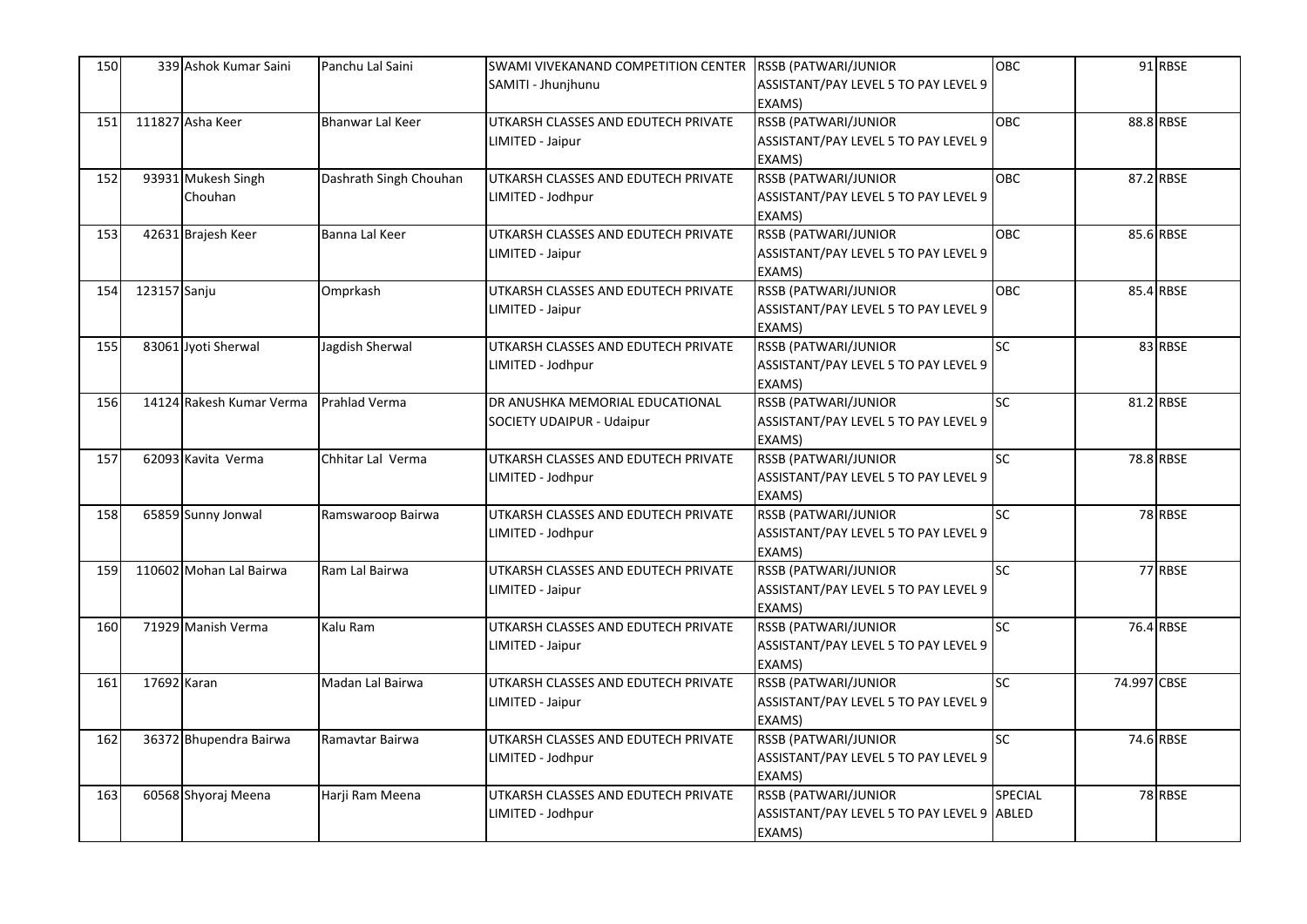| 150 | 339 | Ashok Kumar Saini | Panchu Lal Saini | SWAMI VIVEKANAND COMPETITION CENTER SAMITI - Jhunjhunu | RSSB (PATWARI/JUNIOR ASSISTANT/PAY LEVEL 5 TO PAY LEVEL 9 EXAMS) | OBC | 91 | RBSE |
|---|---|---|---|---|---|---|---|---|
| 151 | 111827 | Asha Keer | Bhanwar Lal Keer | UTKARSH CLASSES AND EDUTECH PRIVATE LIMITED - Jaipur | RSSB (PATWARI/JUNIOR ASSISTANT/PAY LEVEL 5 TO PAY LEVEL 9 EXAMS) | OBC | 88.8 | RBSE |
| 152 | 93931 | Mukesh Singh Chouhan | Dashrath Singh Chouhan | UTKARSH CLASSES AND EDUTECH PRIVATE LIMITED - Jodhpur | RSSB (PATWARI/JUNIOR ASSISTANT/PAY LEVEL 5 TO PAY LEVEL 9 EXAMS) | OBC | 87.2 | RBSE |
| 153 | 42631 | Brajesh Keer | Banna Lal Keer | UTKARSH CLASSES AND EDUTECH PRIVATE LIMITED - Jaipur | RSSB (PATWARI/JUNIOR ASSISTANT/PAY LEVEL 5 TO PAY LEVEL 9 EXAMS) | OBC | 85.6 | RBSE |
| 154 | 123157 | Sanju | Omprkash | UTKARSH CLASSES AND EDUTECH PRIVATE LIMITED - Jaipur | RSSB (PATWARI/JUNIOR ASSISTANT/PAY LEVEL 5 TO PAY LEVEL 9 EXAMS) | OBC | 85.4 | RBSE |
| 155 | 83061 | Jyoti Sherwal | Jagdish Sherwal | UTKARSH CLASSES AND EDUTECH PRIVATE LIMITED - Jodhpur | RSSB (PATWARI/JUNIOR ASSISTANT/PAY LEVEL 5 TO PAY LEVEL 9 EXAMS) | SC | 83 | RBSE |
| 156 | 14124 | Rakesh Kumar Verma | Prahlad Verma | DR ANUSHKA MEMORIAL EDUCATIONAL SOCIETY UDAIPUR - Udaipur | RSSB (PATWARI/JUNIOR ASSISTANT/PAY LEVEL 5 TO PAY LEVEL 9 EXAMS) | SC | 81.2 | RBSE |
| 157 | 62093 | Kavita Verma | Chhitar Lal Verma | UTKARSH CLASSES AND EDUTECH PRIVATE LIMITED - Jodhpur | RSSB (PATWARI/JUNIOR ASSISTANT/PAY LEVEL 5 TO PAY LEVEL 9 EXAMS) | SC | 78.8 | RBSE |
| 158 | 65859 | Sunny Jonwal | Ramswaroop Bairwa | UTKARSH CLASSES AND EDUTECH PRIVATE LIMITED - Jodhpur | RSSB (PATWARI/JUNIOR ASSISTANT/PAY LEVEL 5 TO PAY LEVEL 9 EXAMS) | SC | 78 | RBSE |
| 159 | 110602 | Mohan Lal Bairwa | Ram Lal Bairwa | UTKARSH CLASSES AND EDUTECH PRIVATE LIMITED - Jaipur | RSSB (PATWARI/JUNIOR ASSISTANT/PAY LEVEL 5 TO PAY LEVEL 9 EXAMS) | SC | 77 | RBSE |
| 160 | 71929 | Manish Verma | Kalu Ram | UTKARSH CLASSES AND EDUTECH PRIVATE LIMITED - Jaipur | RSSB (PATWARI/JUNIOR ASSISTANT/PAY LEVEL 5 TO PAY LEVEL 9 EXAMS) | SC | 76.4 | RBSE |
| 161 | 17692 | Karan | Madan Lal Bairwa | UTKARSH CLASSES AND EDUTECH PRIVATE LIMITED - Jaipur | RSSB (PATWARI/JUNIOR ASSISTANT/PAY LEVEL 5 TO PAY LEVEL 9 EXAMS) | SC | 74.997 | CBSE |
| 162 | 36372 | Bhupendra Bairwa | Ramavtar Bairwa | UTKARSH CLASSES AND EDUTECH PRIVATE LIMITED - Jodhpur | RSSB (PATWARI/JUNIOR ASSISTANT/PAY LEVEL 5 TO PAY LEVEL 9 EXAMS) | SC | 74.6 | RBSE |
| 163 | 60568 | Shyoraj Meena | Harji Ram Meena | UTKARSH CLASSES AND EDUTECH PRIVATE LIMITED - Jodhpur | RSSB (PATWARI/JUNIOR ASSISTANT/PAY LEVEL 5 TO PAY LEVEL 9 EXAMS) | SPECIAL ABLED | 78 | RBSE |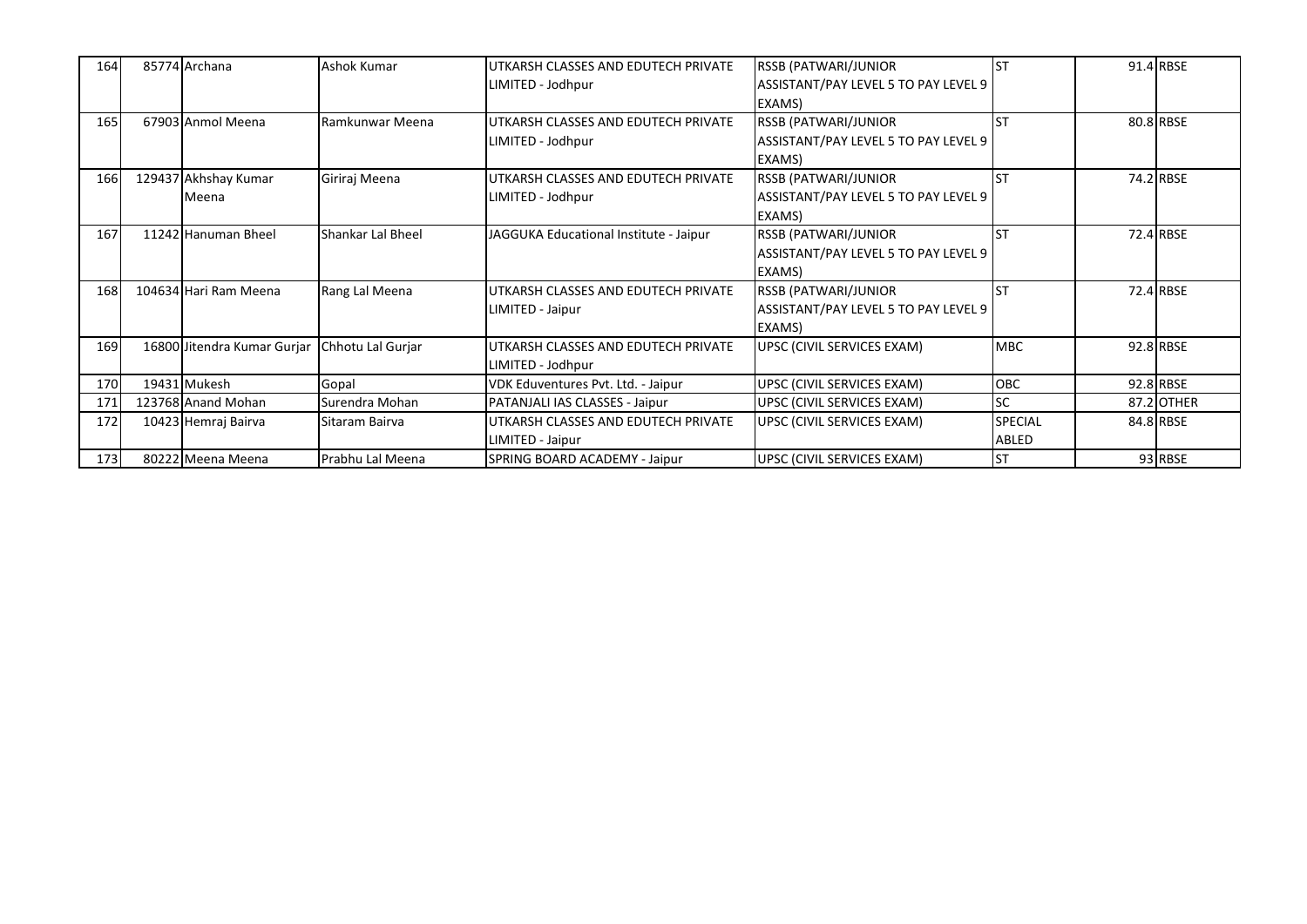| | | | | | | | | |
|---|---|---|---|---|---|---|---|---|
| 164 | 85774 | Archana | Ashok Kumar | UTKARSH CLASSES AND EDUTECH PRIVATE LIMITED - Jodhpur | RSSB (PATWARI/JUNIOR ASSISTANT/PAY LEVEL 5 TO PAY LEVEL 9 EXAMS) | ST | 91.4 | RBSE |
| 165 | 67903 | Anmol Meena | Ramkunwar Meena | UTKARSH CLASSES AND EDUTECH PRIVATE LIMITED - Jodhpur | RSSB (PATWARI/JUNIOR ASSISTANT/PAY LEVEL 5 TO PAY LEVEL 9 EXAMS) | ST | 80.8 | RBSE |
| 166 | 129437 | Akhshay Kumar Meena | Giriraj Meena | UTKARSH CLASSES AND EDUTECH PRIVATE LIMITED - Jodhpur | RSSB (PATWARI/JUNIOR ASSISTANT/PAY LEVEL 5 TO PAY LEVEL 9 EXAMS) | ST | 74.2 | RBSE |
| 167 | 11242 | Hanuman Bheel | Shankar Lal Bheel | JAGGUKA Educational Institute - Jaipur | RSSB (PATWARI/JUNIOR ASSISTANT/PAY LEVEL 5 TO PAY LEVEL 9 EXAMS) | ST | 72.4 | RBSE |
| 168 | 104634 | Hari Ram Meena | Rang Lal Meena | UTKARSH CLASSES AND EDUTECH PRIVATE LIMITED - Jaipur | RSSB (PATWARI/JUNIOR ASSISTANT/PAY LEVEL 5 TO PAY LEVEL 9 EXAMS) | ST | 72.4 | RBSE |
| 169 | 16800 | Jitendra Kumar Gurjar | Chhotu Lal Gurjar | UTKARSH CLASSES AND EDUTECH PRIVATE LIMITED - Jodhpur | UPSC (CIVIL SERVICES EXAM) | MBC | 92.8 | RBSE |
| 170 | 19431 | Mukesh | Gopal | VDK Eduventures Pvt. Ltd. - Jaipur | UPSC (CIVIL SERVICES EXAM) | OBC | 92.8 | RBSE |
| 171 | 123768 | Anand Mohan | Surendra Mohan | PATANJALI IAS CLASSES - Jaipur | UPSC (CIVIL SERVICES EXAM) | SC | 87.2 | OTHER |
| 172 | 10423 | Hemraj Bairva | Sitaram Bairva | UTKARSH CLASSES AND EDUTECH PRIVATE LIMITED - Jaipur | UPSC (CIVIL SERVICES EXAM) | SPECIAL ABLED | 84.8 | RBSE |
| 173 | 80222 | Meena Meena | Prabhu Lal Meena | SPRING BOARD ACADEMY - Jaipur | UPSC (CIVIL SERVICES EXAM) | ST | 93 | RBSE |